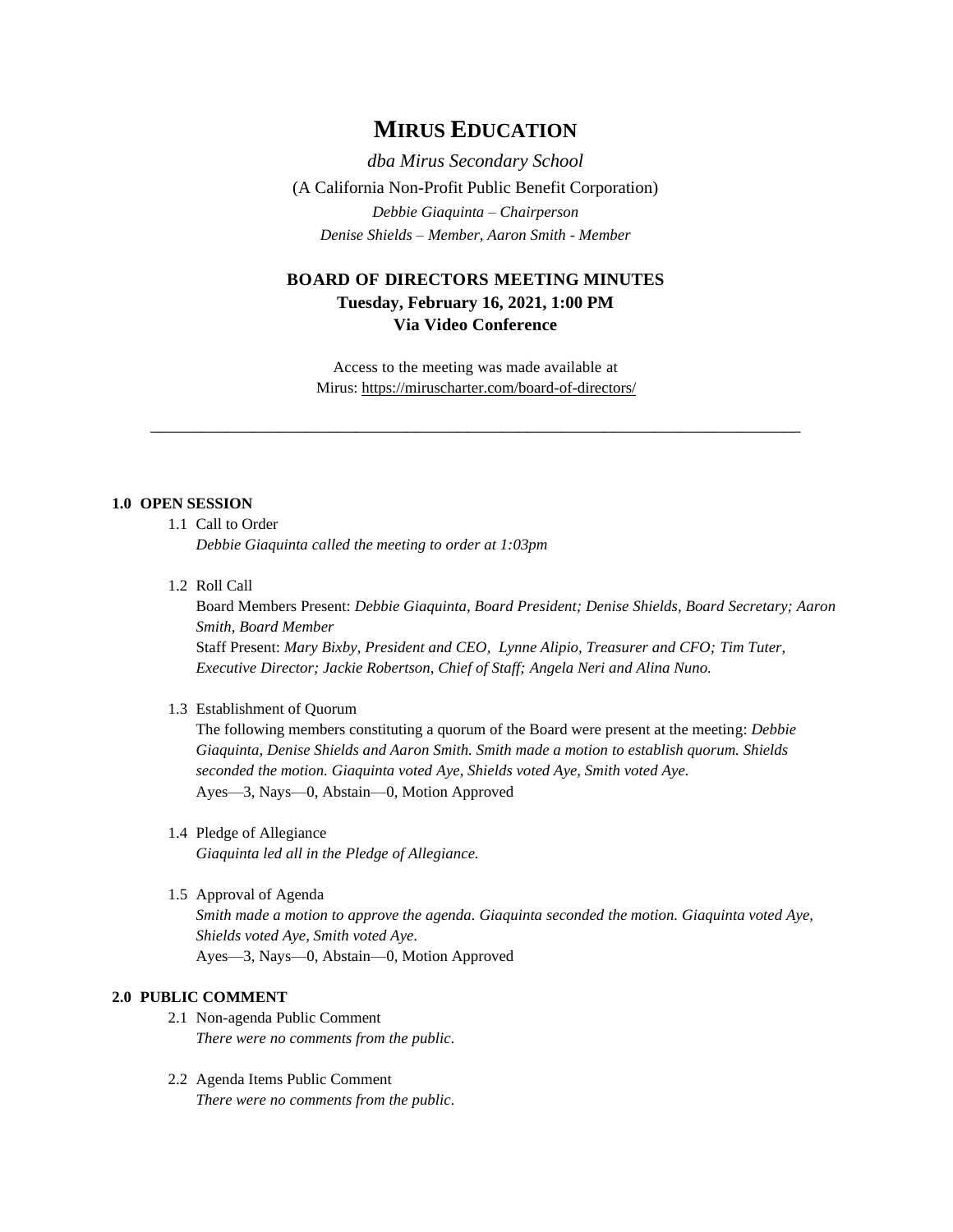# MIRUS EDUCATION

*dba Mirus Secondary School*

(A California Non-Profit Public Benefit Corporation)

*Debbie Giaquinta – Chairperson*

*Denise Shields – Member, Aaron Smith - Member*

## BOARD OF DIRECTORS MEETING MINUTES

**Tuesday, February 16, 2021, 1:00 PM**

**Via Video Conference**

Access to the meeting was made available at
Mirus: https://miruscharter.com/board-of-directors/

---

### 1.0 OPEN SESSION

1.1 Call to Order
*Debbie Giaquinta called the meeting to order at 1:03pm*

1.2 Roll Call
Board Members Present: *Debbie Giaquinta, Board President; Denise Shields, Board Secretary; Aaron Smith, Board Member*
Staff Present: *Mary Bixby, President and CEO, Lynne Alipio, Treasurer and CFO; Tim Tuter, Executive Director; Jackie Robertson, Chief of Staff; Angela Neri and Alina Nuno.*

1.3 Establishment of Quorum
The following members constituting a quorum of the Board were present at the meeting: *Debbie Giaquinta, Denise Shields and Aaron Smith. Smith made a motion to establish quorum. Shields seconded the motion. Giaquinta voted Aye, Shields voted Aye, Smith voted Aye.*
Ayes—3, Nays—0, Abstain—0, Motion Approved

1.4 Pledge of Allegiance
*Giaquinta led all in the Pledge of Allegiance.*

1.5 Approval of Agenda
*Smith made a motion to approve the agenda. Giaquinta seconded the motion. Giaquinta voted Aye, Shields voted Aye, Smith voted Aye.*
Ayes—3, Nays—0, Abstain—0, Motion Approved

### 2.0 PUBLIC COMMENT

2.1 Non-agenda Public Comment
*There were no comments from the public.*

2.2 Agenda Items Public Comment
*There were no comments from the public.*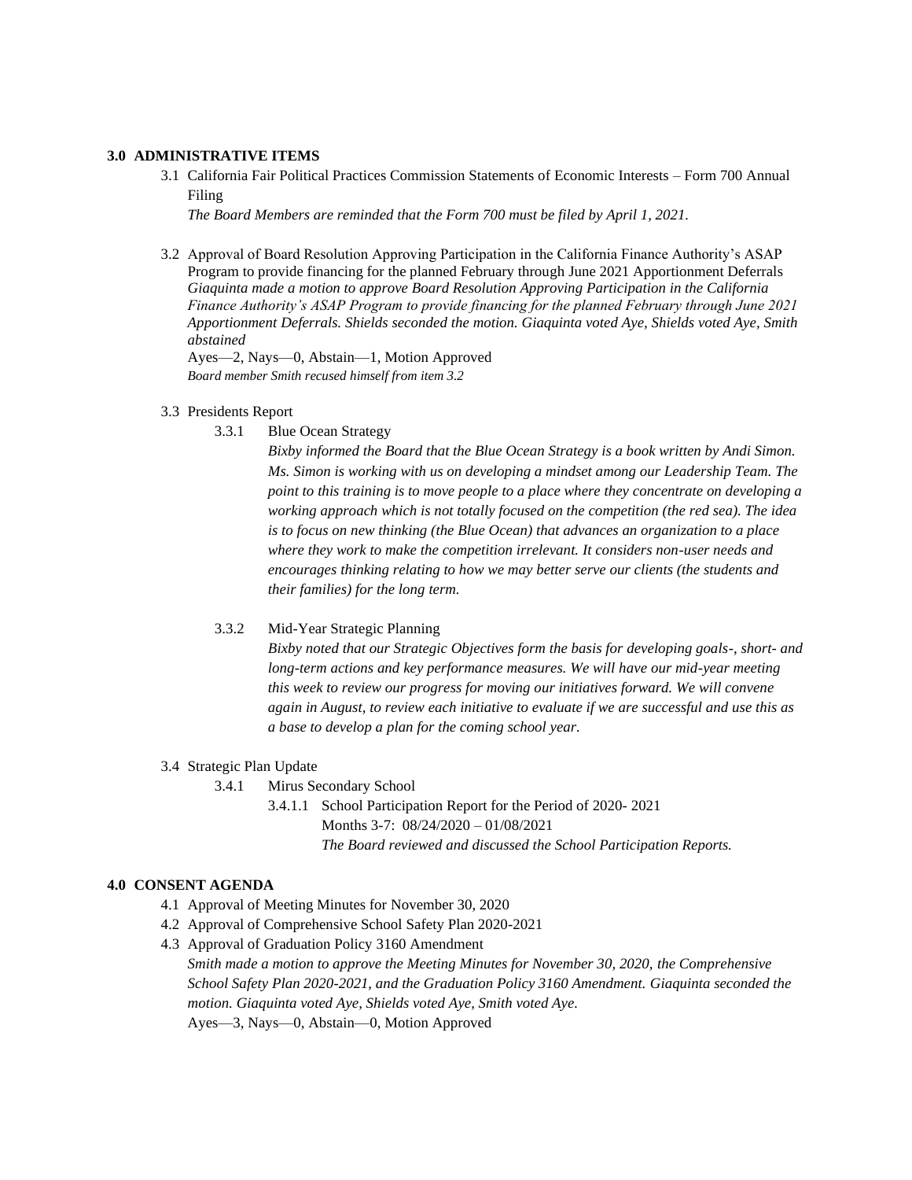**3.0 ADMINISTRATIVE ITEMS**

3.1 California Fair Political Practices Commission Statements of Economic Interests – Form 700 Annual Filing

*The Board Members are reminded that the Form 700 must be filed by April 1, 2021.*

3.2 Approval of Board Resolution Approving Participation in the California Finance Authority's ASAP Program to provide financing for the planned February through June 2021 Apportionment Deferrals

*Giaquinta made a motion to approve Board Resolution Approving Participation in the California Finance Authority's ASAP Program to provide financing for the planned February through June 2021 Apportionment Deferrals. Shields seconded the motion. Giaquinta voted Aye, Shields voted Aye, Smith abstained*

Ayes—2, Nays—0, Abstain—1, Motion Approved

*Board member Smith recused himself from item 3.2*

3.3 Presidents Report

3.3.1 Blue Ocean Strategy

*Bixby informed the Board that the Blue Ocean Strategy is a book written by Andi Simon. Ms. Simon is working with us on developing a mindset among our Leadership Team. The point to this training is to move people to a place where they concentrate on developing a working approach which is not totally focused on the competition (the red sea). The idea is to focus on new thinking (the Blue Ocean) that advances an organization to a place where they work to make the competition irrelevant. It considers non-user needs and encourages thinking relating to how we may better serve our clients (the students and their families) for the long term.*

3.3.2 Mid-Year Strategic Planning

*Bixby noted that our Strategic Objectives form the basis for developing goals-, short- and long-term actions and key performance measures. We will have our mid-year meeting this week to review our progress for moving our initiatives forward. We will convene again in August, to review each initiative to evaluate if we are successful and use this as a base to develop a plan for the coming school year.*

3.4 Strategic Plan Update

3.4.1 Mirus Secondary School

3.4.1.1 School Participation Report for the Period of 2020- 2021

Months 3-7: 08/24/2020 – 01/08/2021

*The Board reviewed and discussed the School Participation Reports.*

**4.0 CONSENT AGENDA**

4.1 Approval of Meeting Minutes for November 30, 2020

4.2 Approval of Comprehensive School Safety Plan 2020-2021

4.3 Approval of Graduation Policy 3160 Amendment

*Smith made a motion to approve the Meeting Minutes for November 30, 2020, the Comprehensive School Safety Plan 2020-2021, and the Graduation Policy 3160 Amendment. Giaquinta seconded the motion. Giaquinta voted Aye, Shields voted Aye, Smith voted Aye.*

Ayes—3, Nays—0, Abstain—0, Motion Approved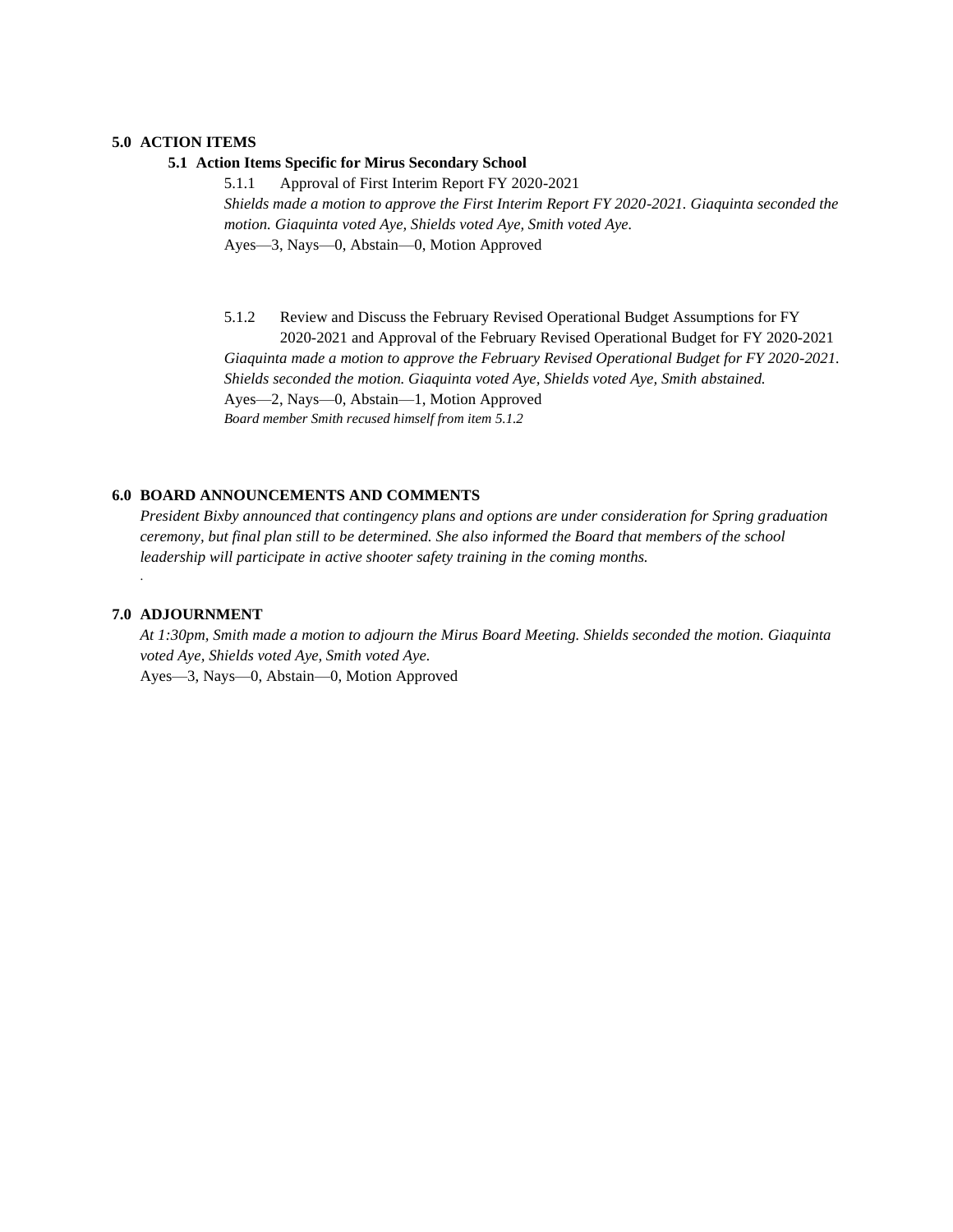## 5.0 ACTION ITEMS

### 5.1 Action Items Specific for Mirus Secondary School

5.1.1 Approval of First Interim Report FY 2020-2021

*Shields made a motion to approve the First Interim Report FY 2020-2021. Giaquinta seconded the motion. Giaquinta voted Aye, Shields voted Aye, Smith voted Aye.*

Ayes—3, Nays—0, Abstain—0, Motion Approved

5.1.2 Review and Discuss the February Revised Operational Budget Assumptions for FY 2020-2021 and Approval of the February Revised Operational Budget for FY 2020-2021

*Giaquinta made a motion to approve the February Revised Operational Budget for FY 2020-2021. Shields seconded the motion. Giaquinta voted Aye, Shields voted Aye, Smith abstained.*

Ayes—2, Nays—0, Abstain—1, Motion Approved

*Board member Smith recused himself from item 5.1.2*

## 6.0 BOARD ANNOUNCEMENTS AND COMMENTS

*President Bixby announced that contingency plans and options are under consideration for Spring graduation ceremony, but final plan still to be determined. She also informed the Board that members of the school leadership will participate in active shooter safety training in the coming months.*

## 7.0 ADJOURNMENT

*At 1:30pm, Smith made a motion to adjourn the Mirus Board Meeting. Shields seconded the motion. Giaquinta voted Aye, Shields voted Aye, Smith voted Aye.*

Ayes—3, Nays—0, Abstain—0, Motion Approved